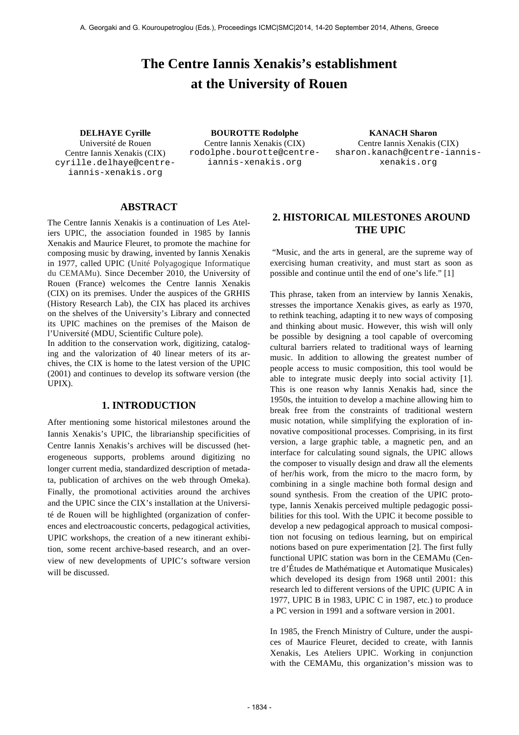# The Centre Iannis Xenakis's establishment at the University of Rouen

**DELHAYE Cyrille**
Université de Rouen
Centre Iannis Xenakis (CIX)
cyrille.delhaye@centre-iannis-xenakis.org

**BOUROTTE Rodolphe**
Centre Iannis Xenakis (CIX)
rodolphe.bourotte@centre-iannis-xenakis.org

**KANACH Sharon**
Centre Iannis Xenakis (CIX)
sharon.kanach@centre-iannis-xenakis.org

## ABSTRACT

The Centre Iannis Xenakis is a continuation of Les Ateliers UPIC, the association founded in 1985 by Iannis Xenakis and Maurice Fleuret, to promote the machine for composing music by drawing, invented by Iannis Xenakis in 1977, called UPIC (Unité Polyagogique Informatique du CEMAMu). Since December 2010, the University of Rouen (France) welcomes the Centre Iannis Xenakis (CIX) on its premises. Under the auspices of the GRHIS (History Research Lab), the CIX has placed its archives on the shelves of the University's Library and connected its UPIC machines on the premises of the Maison de l'Université (MDU, Scientific Culture pole).

In addition to the conservation work, digitizing, cataloging and the valorization of 40 linear meters of its archives, the CIX is home to the latest version of the UPIC (2001) and continues to develop its software version (the UPIX).

## 1. INTRODUCTION

After mentioning some historical milestones around the Iannis Xenakis's UPIC, the librarianship specificities of Centre Iannis Xenakis's archives will be discussed (heterogeneous supports, problems around digitizing no longer current media, standardized description of metadata, publication of archives on the web through Omeka). Finally, the promotional activities around the archives and the UPIC since the CIX's installation at the Université de Rouen will be highlighted (organization of conferences and electroacoustic concerts, pedagogical activities, UPIC workshops, the creation of a new itinerant exhibition, some recent archive-based research, and an overview of new developments of UPIC's software version will be discussed.

## 2. HISTORICAL MILESTONES AROUND THE UPIC

"Music, and the arts in general, are the supreme way of exercising human creativity, and must start as soon as possible and continue until the end of one's life." [1]

This phrase, taken from an interview by Iannis Xenakis, stresses the importance Xenakis gives, as early as 1970, to rethink teaching, adapting it to new ways of composing and thinking about music. However, this wish will only be possible by designing a tool capable of overcoming cultural barriers related to traditional ways of learning music. In addition to allowing the greatest number of people access to music composition, this tool would be able to integrate music deeply into social activity [1]. This is one reason why Iannis Xenakis had, since the 1950s, the intuition to develop a machine allowing him to break free from the constraints of traditional western music notation, while simplifying the exploration of innovative compositional processes. Comprising, in its first version, a large graphic table, a magnetic pen, and an interface for calculating sound signals, the UPIC allows the composer to visually design and draw all the elements of her/his work, from the micro to the macro form, by combining in a single machine both formal design and sound synthesis. From the creation of the UPIC prototype, Iannis Xenakis perceived multiple pedagogic possibilities for this tool. With the UPIC it become possible to develop a new pedagogical approach to musical composition not focusing on tedious learning, but on empirical notions based on pure experimentation [2]. The first fully functional UPIC station was born in the CEMAMu (Centre d'Études de Mathématique et Automatique Musicales) which developed its design from 1968 until 2001: this research led to different versions of the UPIC (UPIC A in 1977, UPIC B in 1983, UPIC C in 1987, etc.) to produce a PC version in 1991 and a software version in 2001.

In 1985, the French Ministry of Culture, under the auspices of Maurice Fleuret, decided to create, with Iannis Xenakis, Les Ateliers UPIC. Working in conjunction with the CEMAMu, this organization's mission was to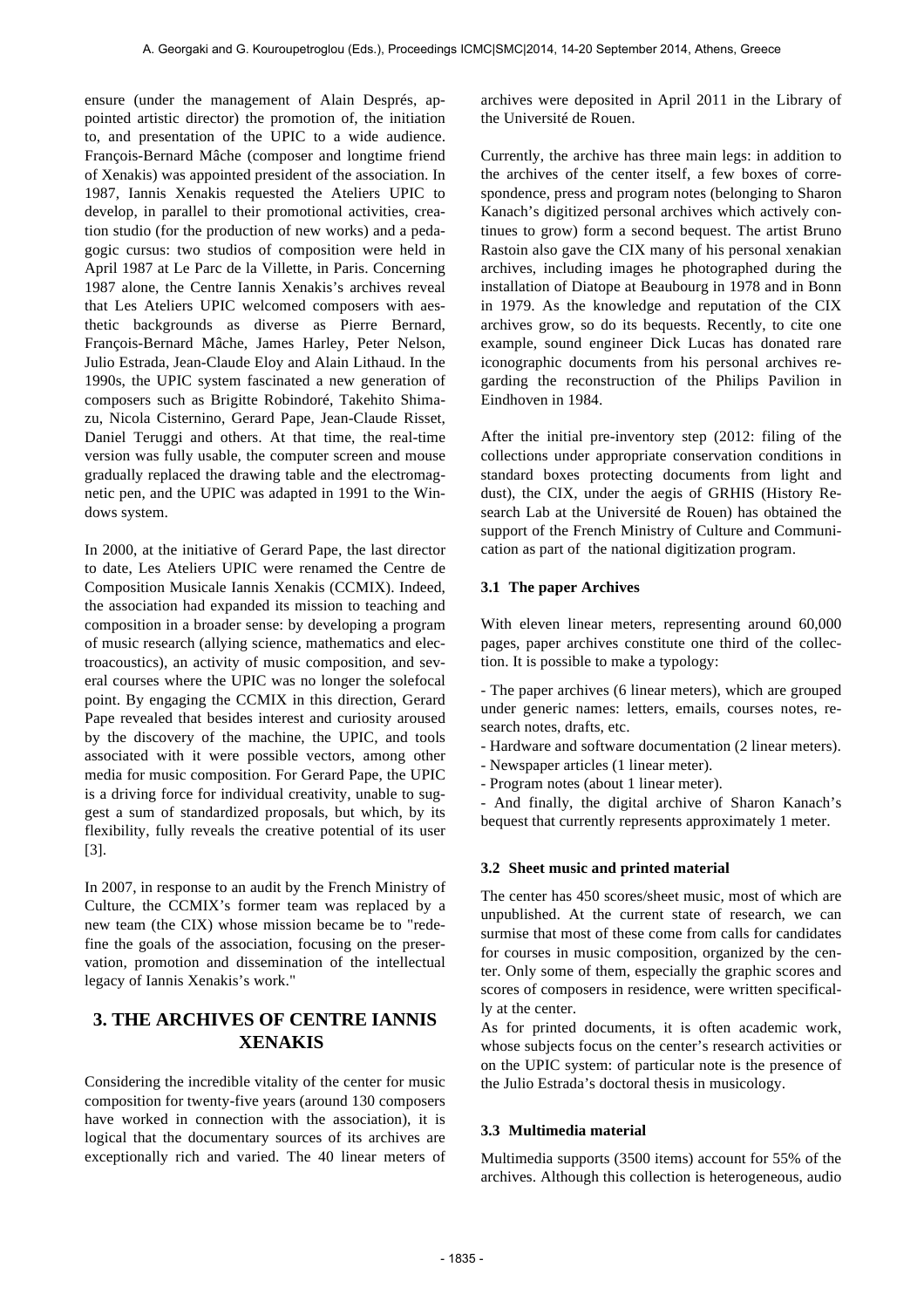ensure (under the management of Alain Després, appointed artistic director) the promotion of, the initiation to, and presentation of the UPIC to a wide audience. François-Bernard Mâche (composer and longtime friend of Xenakis) was appointed president of the association. In 1987, Iannis Xenakis requested the Ateliers UPIC to develop, in parallel to their promotional activities, creation studio (for the production of new works) and a pedagogic cursus: two studios of composition were held in April 1987 at Le Parc de la Villette, in Paris. Concerning 1987 alone, the Centre Iannis Xenakis's archives reveal that Les Ateliers UPIC welcomed composers with aesthetic backgrounds as diverse as Pierre Bernard, François-Bernard Mâche, James Harley, Peter Nelson, Julio Estrada, Jean-Claude Eloy and Alain Lithaud. In the 1990s, the UPIC system fascinated a new generation of composers such as Brigitte Robindoré, Takehito Shimazu, Nicola Cisternino, Gerard Pape, Jean-Claude Risset, Daniel Teruggi and others. At that time, the real-time version was fully usable, the computer screen and mouse gradually replaced the drawing table and the electromagnetic pen, and the UPIC was adapted in 1991 to the Windows system.

In 2000, at the initiative of Gerard Pape, the last director to date, Les Ateliers UPIC were renamed the Centre de Composition Musicale Iannis Xenakis (CCMIX). Indeed, the association had expanded its mission to teaching and composition in a broader sense: by developing a program of music research (allying science, mathematics and electroacoustics), an activity of music composition, and several courses where the UPIC was no longer the solefocal point. By engaging the CCMIX in this direction, Gerard Pape revealed that besides interest and curiosity aroused by the discovery of the machine, the UPIC, and tools associated with it were possible vectors, among other media for music composition. For Gerard Pape, the UPIC is a driving force for individual creativity, unable to suggest a sum of standardized proposals, but which, by its flexibility, fully reveals the creative potential of its user [3].

In 2007, in response to an audit by the French Ministry of Culture, the CCMIX's former team was replaced by a new team (the CIX) whose mission became be to "redefine the goals of the association, focusing on the preservation, promotion and dissemination of the intellectual legacy of Iannis Xenakis's work."

## 3. THE ARCHIVES OF CENTRE IANNIS XENAKIS

Considering the incredible vitality of the center for music composition for twenty-five years (around 130 composers have worked in connection with the association), it is logical that the documentary sources of its archives are exceptionally rich and varied. The 40 linear meters of archives were deposited in April 2011 in the Library of the Université de Rouen.

Currently, the archive has three main legs: in addition to the archives of the center itself, a few boxes of correspondence, press and program notes (belonging to Sharon Kanach's digitized personal archives which actively continues to grow) form a second bequest. The artist Bruno Rastoin also gave the CIX many of his personal xenakian archives, including images he photographed during the installation of Diatope at Beaubourg in 1978 and in Bonn in 1979. As the knowledge and reputation of the CIX archives grow, so do its bequests. Recently, to cite one example, sound engineer Dick Lucas has donated rare iconographic documents from his personal archives regarding the reconstruction of the Philips Pavilion in Eindhoven in 1984.

After the initial pre-inventory step (2012: filing of the collections under appropriate conservation conditions in standard boxes protecting documents from light and dust), the CIX, under the aegis of GRHIS (History Research Lab at the Université de Rouen) has obtained the support of the French Ministry of Culture and Communication as part of the national digitization program.

### 3.1 The paper Archives

With eleven linear meters, representing around 60,000 pages, paper archives constitute one third of the collection. It is possible to make a typology:

- The paper archives (6 linear meters), which are grouped under generic names: letters, emails, courses notes, research notes, drafts, etc.
- Hardware and software documentation (2 linear meters).
- Newspaper articles (1 linear meter).
- Program notes (about 1 linear meter).
- And finally, the digital archive of Sharon Kanach's bequest that currently represents approximately 1 meter.

### 3.2 Sheet music and printed material

The center has 450 scores/sheet music, most of which are unpublished. At the current state of research, we can surmise that most of these come from calls for candidates for courses in music composition, organized by the center. Only some of them, especially the graphic scores and scores of composers in residence, were written specifically at the center.

As for printed documents, it is often academic work, whose subjects focus on the center's research activities or on the UPIC system: of particular note is the presence of the Julio Estrada's doctoral thesis in musicology.

### 3.3 Multimedia material

Multimedia supports (3500 items) account for 55% of the archives. Although this collection is heterogeneous, audio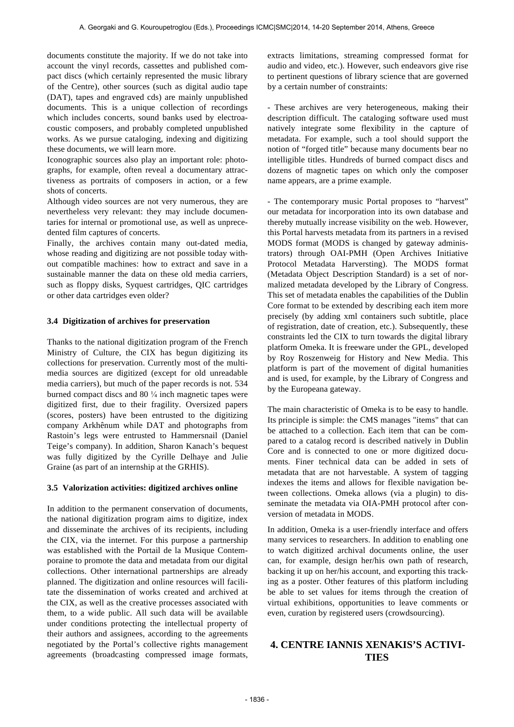documents constitute the majority. If we do not take into account the vinyl records, cassettes and published compact discs (which certainly represented the music library of the Centre), other sources (such as digital audio tape (DAT), tapes and engraved cds) are mainly unpublished documents. This is a unique collection of recordings which includes concerts, sound banks used by electroacoustic composers, and probably completed unpublished works. As we pursue cataloging, indexing and digitizing these documents, we will learn more.

Iconographic sources also play an important role: photographs, for example, often reveal a documentary attractiveness as portraits of composers in action, or a few shots of concerts.

Although video sources are not very numerous, they are nevertheless very relevant: they may include documentaries for internal or promotional use, as well as unprecedented film captures of concerts.

Finally, the archives contain many out-dated media, whose reading and digitizing are not possible today without compatible machines: how to extract and save in a sustainable manner the data on these old media carriers, such as floppy disks, Syquest cartridges, QIC cartridges or other data cartridges even older?

### 3.4 Digitization of archives for preservation

Thanks to the national digitization program of the French Ministry of Culture, the CIX has begun digitizing its collections for preservation. Currently most of the multimedia sources are digitized (except for old unreadable media carriers), but much of the paper records is not. 534 burned compact discs and 80 ¼ inch magnetic tapes were digitized first, due to their fragility. Oversized papers (scores, posters) have been entrusted to the digitizing company Arkhênum while DAT and photographs from Rastoin's legs were entrusted to Hammersnail (Daniel Teige's company). In addition, Sharon Kanach's bequest was fully digitized by the Cyrille Delhaye and Julie Graine (as part of an internship at the GRHIS).

### 3.5 Valorization activities: digitized archives online

In addition to the permanent conservation of documents, the national digitization program aims to digitize, index and disseminate the archives of its recipients, including the CIX, via the internet. For this purpose a partnership was established with the Portail de la Musique Contemporaine to promote the data and metadata from our digital collections. Other international partnerships are already planned. The digitization and online resources will facilitate the dissemination of works created and archived at the CIX, as well as the creative processes associated with them, to a wide public. All such data will be available under conditions protecting the intellectual property of their authors and assignees, according to the agreements negotiated by the Portal's collective rights management agreements (broadcasting compressed image formats, extracts limitations, streaming compressed format for audio and video, etc.). However, such endeavors give rise to pertinent questions of library science that are governed by a certain number of constraints:

- These archives are very heterogeneous, making their description difficult. The cataloging software used must natively integrate some flexibility in the capture of metadata. For example, such a tool should support the notion of "forged title" because many documents bear no intelligible titles. Hundreds of burned compact discs and dozens of magnetic tapes on which only the composer name appears, are a prime example.

- The contemporary music Portal proposes to "harvest" our metadata for incorporation into its own database and thereby mutually increase visibility on the web. However, this Portal harvests metadata from its partners in a revised MODS format (MODS is changed by gateway administrators) through OAI-PMH (Open Archives Initiative Protocol Metadata Harversting). The MODS format (Metadata Object Description Standard) is a set of normalized metadata developed by the Library of Congress. This set of metadata enables the capabilities of the Dublin Core format to be extended by describing each item more precisely (by adding xml containers such subtitle, place of registration, date of creation, etc.). Subsequently, these constraints led the CIX to turn towards the digital library platform Omeka. It is freeware under the GPL, developed by Roy Roszenweig for History and New Media. This platform is part of the movement of digital humanities and is used, for example, by the Library of Congress and by the Europeana gateway.

The main characteristic of Omeka is to be easy to handle. Its principle is simple: the CMS manages "items" that can be attached to a collection. Each item that can be compared to a catalog record is described natively in Dublin Core and is connected to one or more digitized documents. Finer technical data can be added in sets of metadata that are not harvestable. A system of tagging indexes the items and allows for flexible navigation between collections. Omeka allows (via a plugin) to disseminate the metadata via OIA-PMH protocol after conversion of metadata in MODS.

In addition, Omeka is a user-friendly interface and offers many services to researchers. In addition to enabling one to watch digitized archival documents online, the user can, for example, design her/his own path of research, backing it up on her/his account, and exporting this tracking as a poster. Other features of this platform including be able to set values for items through the creation of virtual exhibitions, opportunities to leave comments or even, curation by registered users (crowdsourcing).

## 4. CENTRE IANNIS XENAKIS'S ACTIVITIES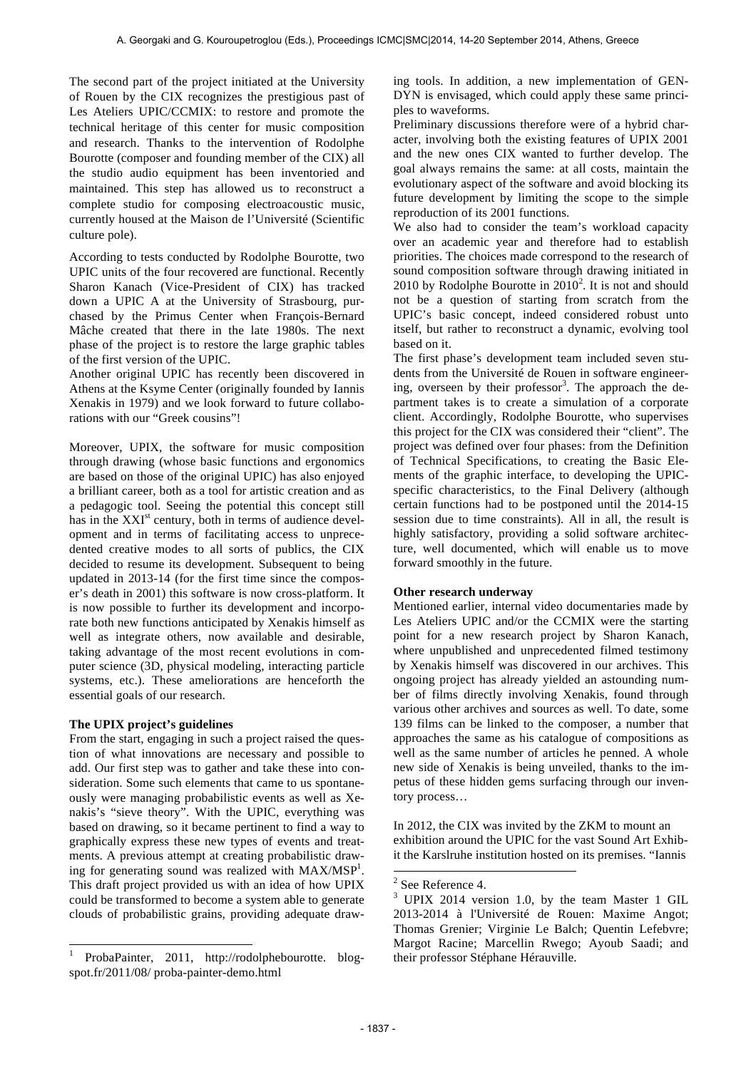The second part of the project initiated at the University of Rouen by the CIX recognizes the prestigious past of Les Ateliers UPIC/CCMIX: to restore and promote the technical heritage of this center for music composition and research. Thanks to the intervention of Rodolphe Bourotte (composer and founding member of the CIX) all the studio audio equipment has been inventoried and maintained. This step has allowed us to reconstruct a complete studio for composing electroacoustic music, currently housed at the Maison de l'Université (Scientific culture pole).

According to tests conducted by Rodolphe Bourotte, two UPIC units of the four recovered are functional. Recently Sharon Kanach (Vice-President of CIX) has tracked down a UPIC A at the University of Strasbourg, purchased by the Primus Center when François-Bernard Mâche created that there in the late 1980s. The next phase of the project is to restore the large graphic tables of the first version of the UPIC.

Another original UPIC has recently been discovered in Athens at the Ksyme Center (originally founded by Iannis Xenakis in 1979) and we look forward to future collaborations with our "Greek cousins"!

Moreover, UPIX, the software for music composition through drawing (whose basic functions and ergonomics are based on those of the original UPIC) has also enjoyed a brilliant career, both as a tool for artistic creation and as a pedagogic tool. Seeing the potential this concept still has in the XXI[st] century, both in terms of audience development and in terms of facilitating access to unprecedented creative modes to all sorts of publics, the CIX decided to resume its development. Subsequent to being updated in 2013-14 (for the first time since the composer's death in 2001) this software is now cross-platform. It is now possible to further its development and incorporate both new functions anticipated by Xenakis himself as well as integrate others, now available and desirable, taking advantage of the most recent evolutions in computer science (3D, physical modeling, interacting particle systems, etc.). These ameliorations are henceforth the essential goals of our research.

**The UPIX project's guidelines**

From the start, engaging in such a project raised the question of what innovations are necessary and possible to add. Our first step was to gather and take these into consideration. Some such elements that came to us spontaneously were managing probabilistic events as well as Xenakis's "sieve theory". With the UPIC, everything was based on drawing, so it became pertinent to find a way to graphically express these new types of events and treatments. A previous attempt at creating probabilistic drawing for generating sound was realized with MAX/MSP[1]. This draft project provided us with an idea of how UPIX could be transformed to become a system able to generate clouds of probabilistic grains, providing adequate drawing tools. In addition, a new implementation of GENDYN is envisaged, which could apply these same principles to waveforms.

Preliminary discussions therefore were of a hybrid character, involving both the existing features of UPIX 2001 and the new ones CIX wanted to further develop. The goal always remains the same: at all costs, maintain the evolutionary aspect of the software and avoid blocking its future development by limiting the scope to the simple reproduction of its 2001 functions.

We also had to consider the team's workload capacity over an academic year and therefore had to establish priorities. The choices made correspond to the research of sound composition software through drawing initiated in 2010 by Rodolphe Bourotte in 2010[2]. It is not and should not be a question of starting from scratch from the UPIC's basic concept, indeed considered robust unto itself, but rather to reconstruct a dynamic, evolving tool based on it.

The first phase's development team included seven students from the Université de Rouen in software engineering, overseen by their professor[3]. The approach the department takes is to create a simulation of a corporate client. Accordingly, Rodolphe Bourotte, who supervises this project for the CIX was considered their "client". The project was defined over four phases: from the Definition of Technical Specifications, to creating the Basic Elements of the graphic interface, to developing the UPIC-specific characteristics, to the Final Delivery (although certain functions had to be postponed until the 2014-15 session due to time constraints). All in all, the result is highly satisfactory, providing a solid software architecture, well documented, which will enable us to move forward smoothly in the future.

**Other research underway**

Mentioned earlier, internal video documentaries made by Les Ateliers UPIC and/or the CCMIX were the starting point for a new research project by Sharon Kanach, where unpublished and unprecedented filmed testimony by Xenakis himself was discovered in our archives. This ongoing project has already yielded an astounding number of films directly involving Xenakis, found through various other archives and sources as well. To date, some 139 films can be linked to the composer, a number that approaches the same as his catalogue of compositions as well as the same number of articles he penned. A whole new side of Xenakis is being unveiled, thanks to the impetus of these hidden gems surfacing through our inventory process…

In 2012, the CIX was invited by the ZKM to mount an exhibition around the UPIC for the vast Sound Art Exhibit the Karslruhe institution hosted on its premises. "Iannis

---

[1] ProbaPainter, 2011, http://rodolphebourotte. blogspot.fr/2011/08/ proba-painter-demo.html

[2] See Reference 4.

[3] UPIX 2014 version 1.0, by the team Master 1 GIL 2013-2014 à l'Université de Rouen: Maxime Angot; Thomas Grenier; Virginie Le Balch; Quentin Lefebvre; Margot Racine; Marcellin Rwego; Ayoub Saadi; and their professor Stéphane Hérauville.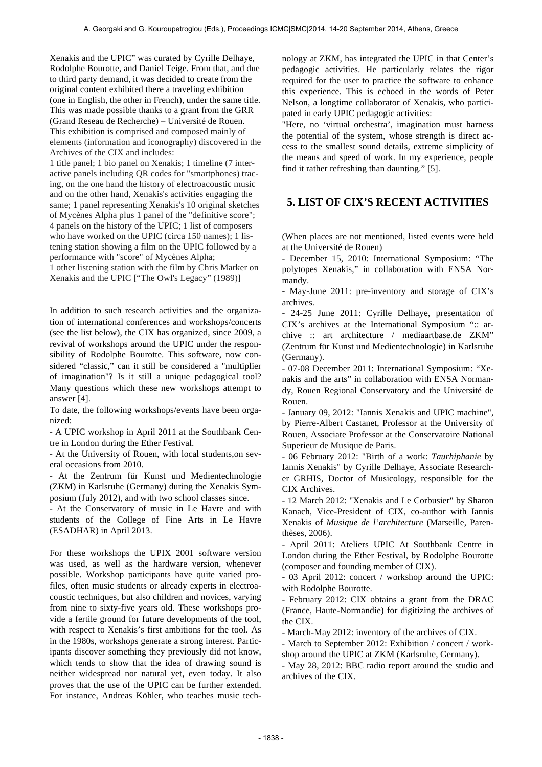Xenakis and the UPIC" was curated by Cyrille Delhaye, Rodolphe Bourotte, and Daniel Teige. From that, and due to third party demand, it was decided to create from the original content exhibited there a traveling exhibition (one in English, the other in French), under the same title. This was made possible thanks to a grant from the GRR (Grand Reseau de Recherche) – Université de Rouen. This exhibition is comprised and composed mainly of elements (information and iconography) discovered in the Archives of the CIX and includes:

1 title panel; 1 bio panel on Xenakis; 1 timeline (7 interactive panels including QR codes for "smartphones) tracing, on the one hand the history of electroacoustic music and on the other hand, Xenakis's activities engaging the same; 1 panel representing Xenakis's 10 original sketches of Mycènes Alpha plus 1 panel of the "definitive score"; 4 panels on the history of the UPIC; 1 list of composers who have worked on the UPIC (circa 150 names); 1 listening station showing a film on the UPIC followed by a performance with "score" of Mycènes Alpha;

1 other listening station with the film by Chris Marker on Xenakis and the UPIC ["The Owl's Legacy" (1989)]

In addition to such research activities and the organization of international conferences and workshops/concerts (see the list below), the CIX has organized, since 2009, a revival of workshops around the UPIC under the responsibility of Rodolphe Bourotte. This software, now considered "classic," can it still be considered a "multiplier of imagination"? Is it still a unique pedagogical tool? Many questions which these new workshops attempt to answer [4].

To date, the following workshops/events have been organized:

- A UPIC workshop in April 2011 at the Southbank Centre in London during the Ether Festival.
- At the University of Rouen, with local students,on several occasions from 2010.
- At the Zentrum für Kunst und Medientechnologie (ZKM) in Karlsruhe (Germany) during the Xenakis Symposium (July 2012), and with two school classes since.
- At the Conservatory of music in Le Havre and with students of the College of Fine Arts in Le Havre (ESADHAR) in April 2013.

For these workshops the UPIX 2001 software version was used, as well as the hardware version, whenever possible. Workshop participants have quite varied profiles, often music students or already experts in electroacoustic techniques, but also children and novices, varying from nine to sixty-five years old. These workshops provide a fertile ground for future developments of the tool, with respect to Xenakis's first ambitions for the tool. As in the 1980s, workshops generate a strong interest. Participants discover something they previously did not know, which tends to show that the idea of drawing sound is neither widespread nor natural yet, even today. It also proves that the use of the UPIC can be further extended. For instance, Andreas Köhler, who teaches music technology at ZKM, has integrated the UPIC in that Center's pedagogic activities. He particularly relates the rigor required for the user to practice the software to enhance this experience. This is echoed in the words of Peter Nelson, a longtime collaborator of Xenakis, who participated in early UPIC pedagogic activities:

"Here, no 'virtual orchestra', imagination must harness the potential of the system, whose strength is direct access to the smallest sound details, extreme simplicity of the means and speed of work. In my experience, people find it rather refreshing than daunting." [5].

## 5. LIST OF CIX'S RECENT ACTIVITIES

(When places are not mentioned, listed events were held at the Université de Rouen)

- December 15, 2010: International Symposium: "The polytopes Xenakis," in collaboration with ENSA Normandy.
- May-June 2011: pre-inventory and storage of CIX's archives.
- 24-25 June 2011: Cyrille Delhaye, presentation of CIX's archives at the International Symposium ":: archive :: art architecture / mediaartbase.de ZKM" (Zentrum für Kunst und Medientechnologie) in Karlsruhe (Germany).
- 07-08 December 2011: International Symposium: "Xenakis and the arts" in collaboration with ENSA Normandy, Rouen Regional Conservatory and the Université de Rouen.
- January 09, 2012: "Iannis Xenakis and UPIC machine", by Pierre-Albert Castanet, Professor at the University of Rouen, Associate Professor at the Conservatoire National Superieur de Musique de Paris.
- 06 February 2012: "Birth of a work: *Taurhiphanie* by Iannis Xenakis" by Cyrille Delhaye, Associate Researcher GRHIS, Doctor of Musicology, responsible for the CIX Archives.
- 12 March 2012: "Xenakis and Le Corbusier" by Sharon Kanach, Vice-President of CIX, co-author with Iannis Xenakis of *Musique de l'architecture* (Marseille, Parenthèses, 2006).
- April 2011: Ateliers UPIC At Southbank Centre in London during the Ether Festival, by Rodolphe Bourotte (composer and founding member of CIX).
- 03 April 2012: concert / workshop around the UPIC: with Rodolphe Bourotte.
- February 2012: CIX obtains a grant from the DRAC (France, Haute-Normandie) for digitizing the archives of the CIX.
- March-May 2012: inventory of the archives of CIX.
- March to September 2012: Exhibition / concert / workshop around the UPIC at ZKM (Karlsruhe, Germany).
- May 28, 2012: BBC radio report around the studio and archives of the CIX.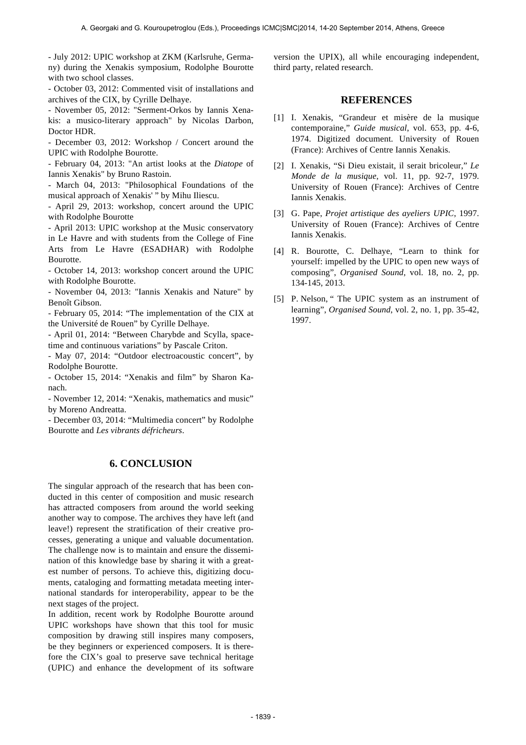- July 2012: UPIC workshop at ZKM (Karlsruhe, Germany) during the Xenakis symposium, Rodolphe Bourotte with two school classes.

- October 03, 2012: Commented visit of installations and archives of the CIX, by Cyrille Delhaye.

- November 05, 2012: "Serment-Orkos by Iannis Xenakis: a musico-literary approach" by Nicolas Darbon, Doctor HDR.

- December 03, 2012: Workshop / Concert around the UPIC with Rodolphe Bourotte.

- February 04, 2013: "An artist looks at the *Diatope* of Iannis Xenakis" by Bruno Rastoin.

- March 04, 2013: "Philosophical Foundations of the musical approach of Xenakis' " by Mihu Iliescu.

- April 29, 2013: workshop, concert around the UPIC with Rodolphe Bourotte

- April 2013: UPIC workshop at the Music conservatory in Le Havre and with students from the College of Fine Arts from Le Havre (ESADHAR) with Rodolphe Bourotte.

- October 14, 2013: workshop concert around the UPIC with Rodolphe Bourotte.

- November 04, 2013: "Iannis Xenakis and Nature" by Benoît Gibson.

- February 05, 2014: “The implementation of the CIX at the Université de Rouen” by Cyrille Delhaye.

- April 01, 2014: “Between Charybde and Scylla, space-time and continuous variations” by Pascale Criton.

- May 07, 2014: “Outdoor electroacoustic concert”, by Rodolphe Bourotte.

- October 15, 2014: “Xenakis and film” by Sharon Kanach.

- November 12, 2014: “Xenakis, mathematics and music” by Moreno Andreatta.

- December 03, 2014: “Multimedia concert” by Rodolphe Bourotte and *Les vibrants défricheurs*.

## 6. CONCLUSION

The singular approach of the research that has been conducted in this center of composition and music research has attracted composers from around the world seeking another way to compose. The archives they have left (and leave!) represent the stratification of their creative processes, generating a unique and valuable documentation. The challenge now is to maintain and ensure the dissemination of this knowledge base by sharing it with a greatest number of persons. To achieve this, digitizing documents, cataloging and formatting metadata meeting international standards for interoperability, appear to be the next stages of the project.

In addition, recent work by Rodolphe Bourotte around UPIC workshops have shown that this tool for music composition by drawing still inspires many composers, be they beginners or experienced composers. It is therefore the CIX’s goal to preserve save technical heritage (UPIC) and enhance the development of its software version the UPIX), all while encouraging independent, third party, related research.

## REFERENCES

[1] I. Xenakis, “Grandeur et misère de la musique contemporaine,” *Guide musical*, vol. 653, pp. 4-6, 1974. Digitized document. University of Rouen (France): Archives of Centre Iannis Xenakis.

[2] I. Xenakis, “Si Dieu existait, il serait bricoleur,” *Le Monde de la musique*, vol. 11, pp. 92-7, 1979. University of Rouen (France): Archives of Centre Iannis Xenakis.

[3] G. Pape, *Projet artistique des ayeliers UPIC*, 1997. University of Rouen (France): Archives of Centre Iannis Xenakis.

[4] R. Bourotte, C. Delhaye, “Learn to think for yourself: impelled by the UPIC to open new ways of composing”, *Organised Sound*, vol. 18, no. 2, pp. 134-145, 2013.

[5] P. Nelson, “ The UPIC system as an instrument of learning”, *Organised Sound*, vol. 2, no. 1, pp. 35-42, 1997.